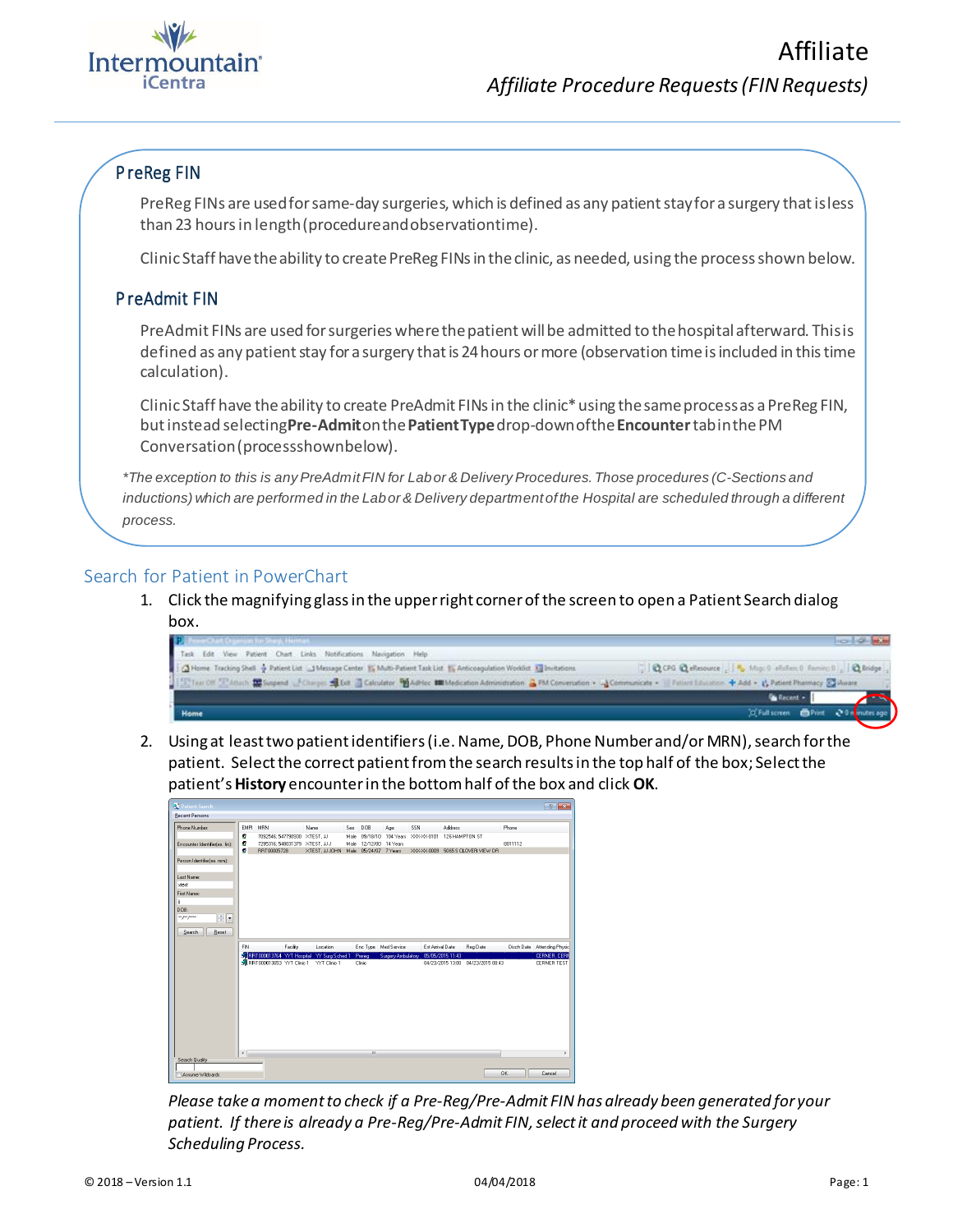# Affiliate

*Affiliate Procedure Requests (FIN Requests)*

## PreReg FIN

PreReg FINs are used for same-day surgeries, which is defined as any patient stay for a surgery that is less than 23 hours in length (procedure and observation time).

Clinic Staff have the ability to create PreReg FINs in the clinic, as needed, using the process shown below.

## PreAdmit FIN

PreAdmit FINs are used for surgeries where the patient will be admitted to the hospital afterward. This is defined as any patient stay for a surgery that is 24 hours or more (observation time is included in this time calculation).

Clinic Staff have the ability to create PreAdmit FINs in the clinic* using the same process as a PreReg FIN, but instead selecting **Pre-Admit** on the **Patient Type** drop-down of the **Encounter** tab in the PM Conversation (process shown below).

*\*The exception to this is any PreAdmit FIN for Labor & Delivery Procedures. Those procedures (C-Sections and inductions) which are performed in the Labor & Delivery department of the Hospital are scheduled through a different process.*

## Search for Patient in PowerChart

1. Click the magnifying glass in the upper right corner of the screen to open a Patient Search dialog box.
2. Using at least two patient identifiers (i.e. Name, DOB, Phone Number and/or MRN), search for the patient. Select the correct patient from the search results in the top half of the box; Select the patient's **History** encounter in the bottom half of the box and click **OK**.

*Please take a moment to check if a Pre-Reg/Pre-Admit FIN has already been generated for your patient. If there is already a Pre-Reg/Pre-Admit FIN, select it and proceed with the Surgery Scheduling Process.*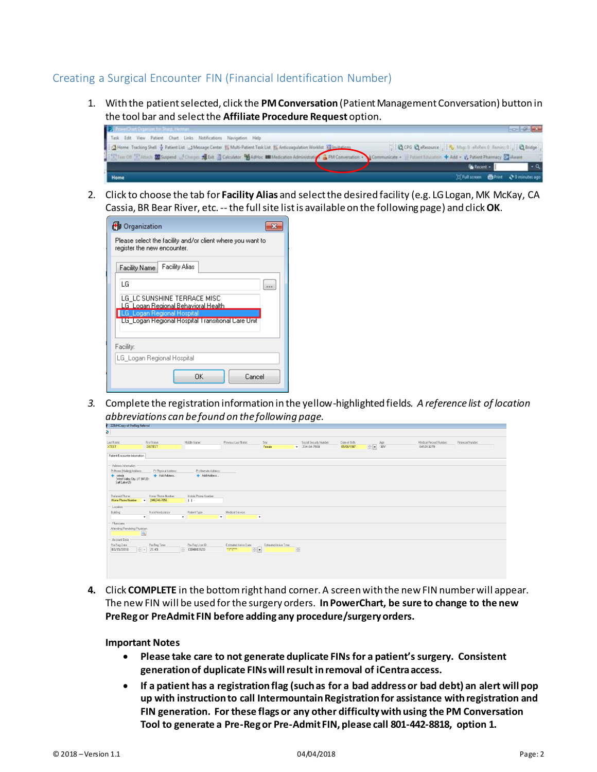## Creating a Surgical Encounter FIN (Financial Identification Number)

1. With the patient selected, click the **PM Conversation** (Patient Management Conversation) button in the tool bar and select the **Affiliate Procedure Request** option.

2. Click to choose the tab for **Facility Alias** and select the desired facility (e.g. LG Logan, MK McKay, CA Cassia, BR Bear River, etc. -- the full site list is available on the following page) and click **OK**.

3. Complete the registration information in the yellow-highlighted fields. *A reference list of location abbreviations can be found on the following page.*

4. Click **COMPLETE** in the bottom right hand corner. A screen with the new FIN number will appear. The new FIN will be used for the surgery orders. **In PowerChart, be sure to change to the new PreReg or PreAdmit FIN before adding any procedure/surgery orders.**

**Important Notes**

- **Please take care to not generate duplicate FINs for a patient's surgery. Consistent generation of duplicate FINs will result in removal of iCentra access.**
- **If a patient has a registration flag (such as for a bad address or bad debt) an alert will pop up with instruction to call Intermountain Registration for assistance with registration and FIN generation. For these flags or any other difficulty with using the PM Conversation Tool to generate a Pre-Reg or Pre-Admit FIN, please call 801-442-8818, option 1.**

© 2018 – Version 1.1 04/04/2018